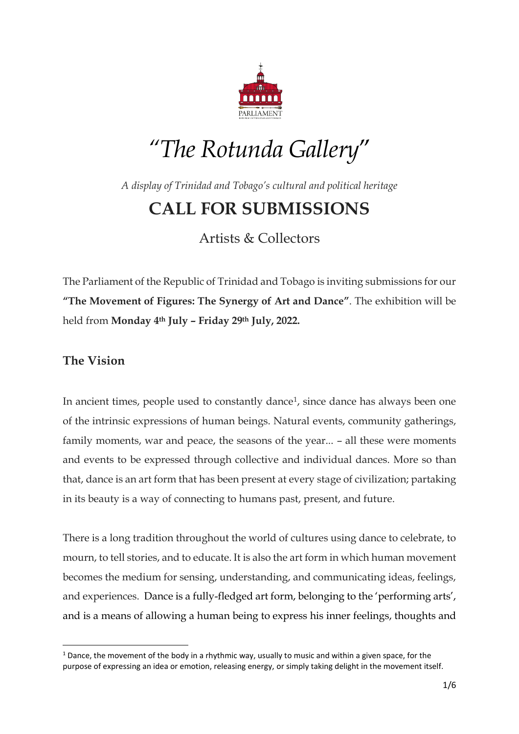PARLIAMENT

# *"The Rotunda Gallery"*

*A display of Trinidad and Tobago's cultural and political heritage*

## CALL FOR SUBMISSIONS

Artists & Collectors

The Parliament of the Republic of Trinidad and Tobago is inviting submissions for our **"The Movement of Figures: The Synergy of Art and Dance"**. The exhibition will be held from **Monday 4th July – Friday 29th July, 2022.**

### The Vision

In ancient times, people used to constantly dance[1], since dance has always been one of the intrinsic expressions of human beings. Natural events, community gatherings, family moments, war and peace, the seasons of the year... – all these were moments and events to be expressed through collective and individual dances. More so than that, dance is an art form that has been present at every stage of civilization; partaking in its beauty is a way of connecting to humans past, present, and future.

There is a long tradition throughout the world of cultures using dance to celebrate, to mourn, to tell stories, and to educate. It is also the art form in which human movement becomes the medium for sensing, understanding, and communicating ideas, feelings, and experiences. Dance is a fully-fledged art form, belonging to the 'performing arts', and is a means of allowing a human being to express his inner feelings, thoughts and

[1] Dance, the movement of the body in a rhythmic way, usually to music and within a given space, for the purpose of expressing an idea or emotion, releasing energy, or simply taking delight in the movement itself.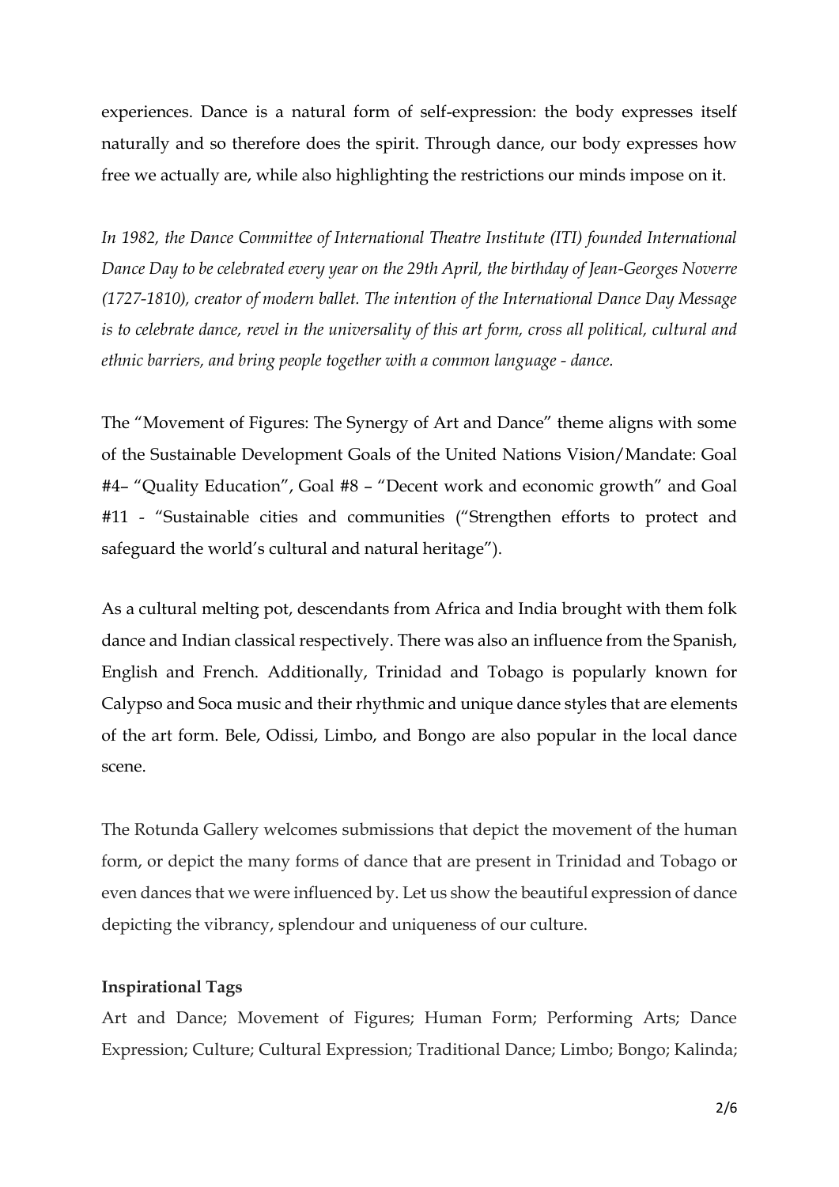experiences. Dance is a natural form of self-expression: the body expresses itself naturally and so therefore does the spirit. Through dance, our body expresses how free we actually are, while also highlighting the restrictions our minds impose on it.

*In 1982, the Dance Committee of International Theatre Institute (ITI) founded International Dance Day to be celebrated every year on the 29th April, the birthday of Jean-Georges Noverre (1727-1810), creator of modern ballet. The intention of the International Dance Day Message is to celebrate dance, revel in the universality of this art form, cross all political, cultural and ethnic barriers, and bring people together with a common language - dance.*

The "Movement of Figures: The Synergy of Art and Dance" theme aligns with some of the Sustainable Development Goals of the United Nations Vision/Mandate: Goal #4– "Quality Education", Goal #8 – "Decent work and economic growth" and Goal #11 - "Sustainable cities and communities ("Strengthen efforts to protect and safeguard the world's cultural and natural heritage").

As a cultural melting pot, descendants from Africa and India brought with them folk dance and Indian classical respectively. There was also an influence from the Spanish, English and French. Additionally, Trinidad and Tobago is popularly known for Calypso and Soca music and their rhythmic and unique dance styles that are elements of the art form. Bele, Odissi, Limbo, and Bongo are also popular in the local dance scene.

The Rotunda Gallery welcomes submissions that depict the movement of the human form, or depict the many forms of dance that are present in Trinidad and Tobago or even dances that we were influenced by. Let us show the beautiful expression of dance depicting the vibrancy, splendour and uniqueness of our culture.

**Inspirational Tags**

Art and Dance; Movement of Figures; Human Form; Performing Arts; Dance Expression; Culture; Cultural Expression; Traditional Dance; Limbo; Bongo; Kalinda;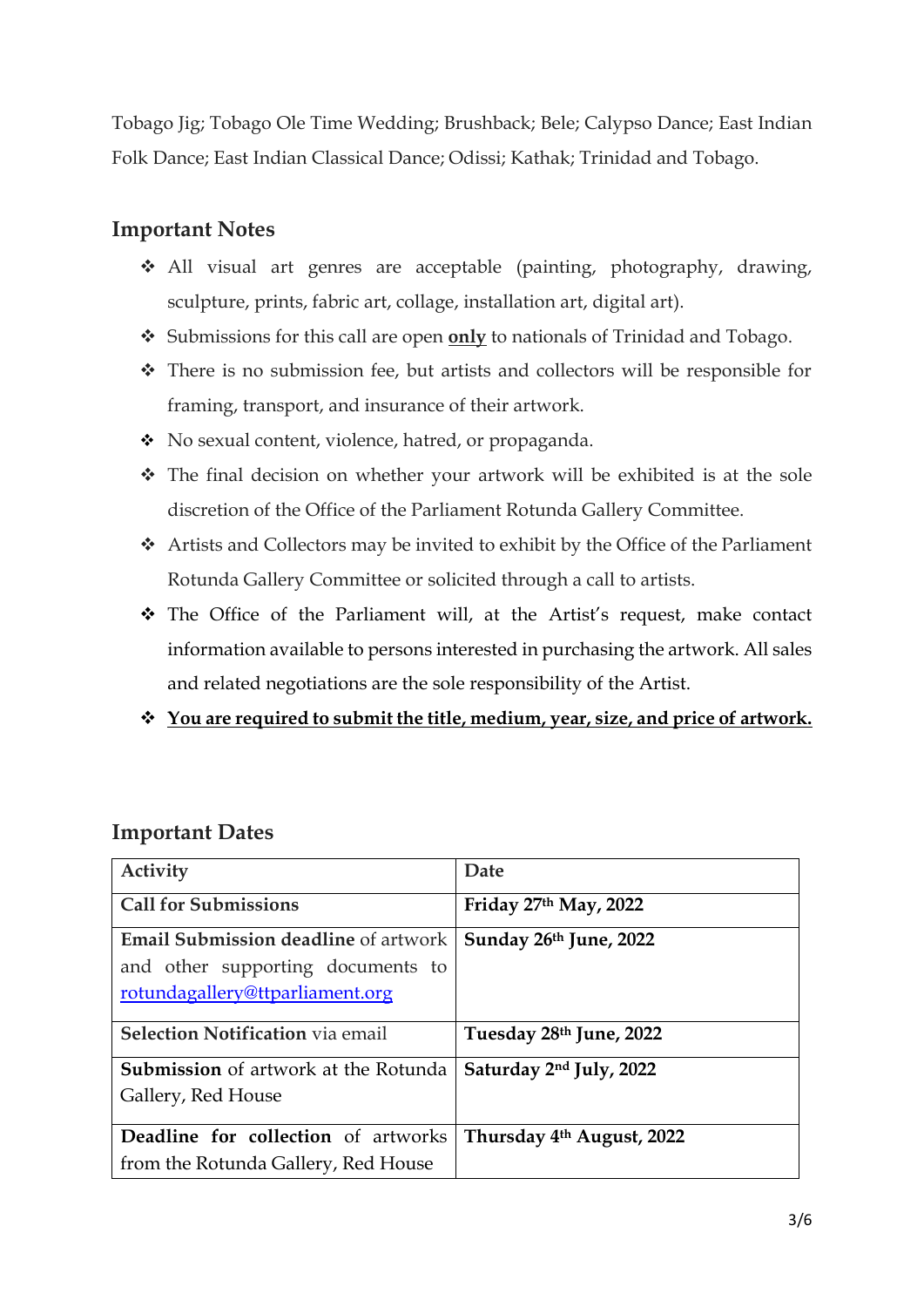Tobago Jig; Tobago Ole Time Wedding; Brushback; Bele; Calypso Dance; East Indian Folk Dance; East Indian Classical Dance; Odissi; Kathak; Trinidad and Tobago.

## Important Notes

- All visual art genres are acceptable (painting, photography, drawing, sculpture, prints, fabric art, collage, installation art, digital art).
- Submissions for this call are open **only** to nationals of Trinidad and Tobago.
- There is no submission fee, but artists and collectors will be responsible for framing, transport, and insurance of their artwork.
- No sexual content, violence, hatred, or propaganda.
- The final decision on whether your artwork will be exhibited is at the sole discretion of the Office of the Parliament Rotunda Gallery Committee.
- Artists and Collectors may be invited to exhibit by the Office of the Parliament Rotunda Gallery Committee or solicited through a call to artists.
- The Office of the Parliament will, at the Artist's request, make contact information available to persons interested in purchasing the artwork. All sales and related negotiations are the sole responsibility of the Artist.
- **You are required to submit the title, medium, year, size, and price of artwork.**

## Important Dates

| Activity | Date |
|---|---|
| **Call for Submissions** | **Friday 27th May, 2022** |
| **Email Submission deadline** of artwork and other supporting documents to rotundagallery@ttparliament.org | **Sunday 26th June, 2022** |
| **Selection Notification** via email | **Tuesday 28th June, 2022** |
| **Submission** of artwork at the Rotunda Gallery, Red House | **Saturday 2nd July, 2022** |
| **Deadline for collection** of artworks from the Rotunda Gallery, Red House | **Thursday 4th August, 2022** |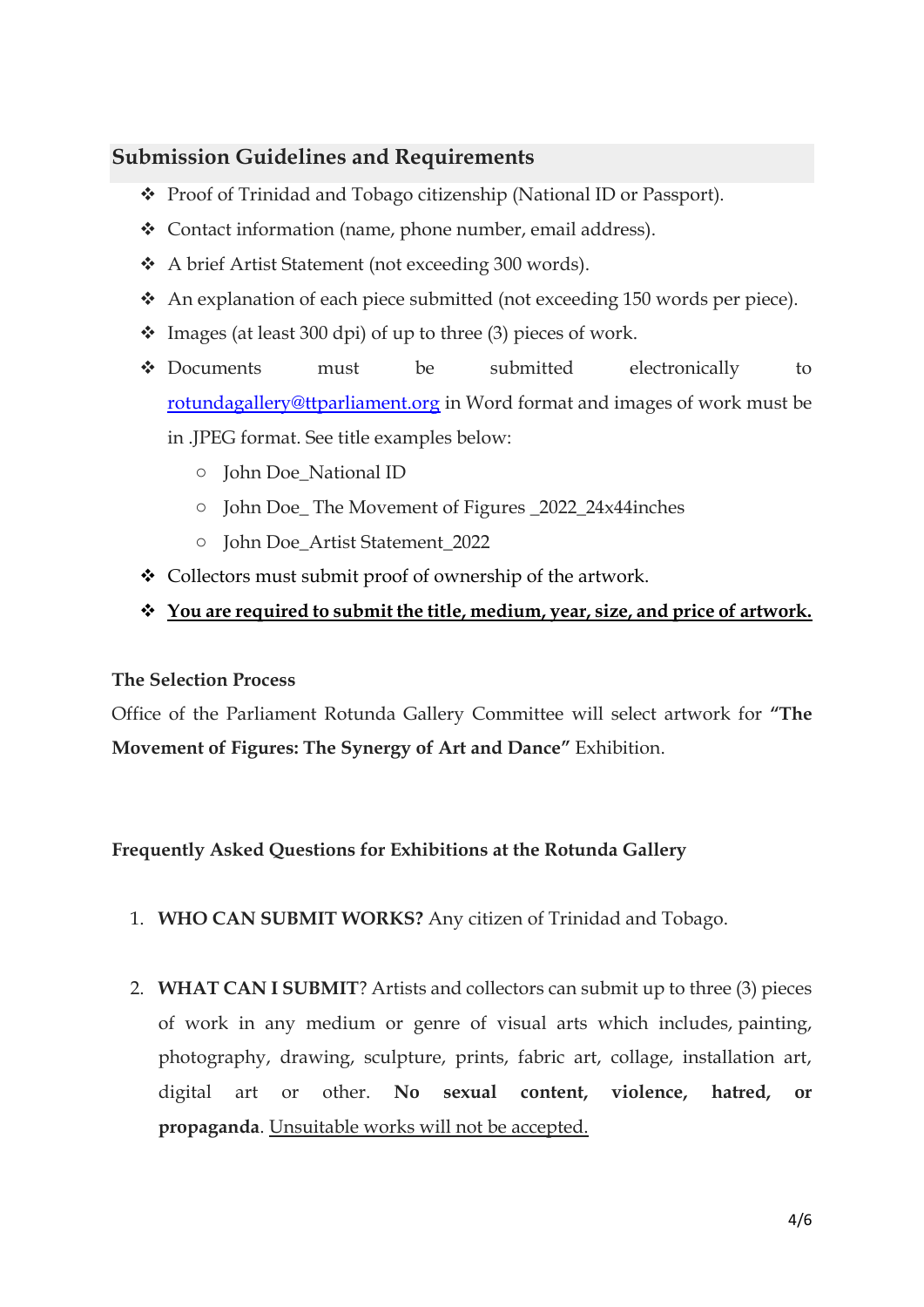## Submission Guidelines and Requirements

- Proof of Trinidad and Tobago citizenship (National ID or Passport).
- Contact information (name, phone number, email address).
- A brief Artist Statement (not exceeding 300 words).
- An explanation of each piece submitted (not exceeding 150 words per piece).
- Images (at least 300 dpi) of up to three (3) pieces of work.
- Documents must be submitted electronically to [rotundagallery@ttparliament.org](mailto:rotundagallery@ttparliament.org) in Word format and images of work must be in .JPEG format. See title examples below:
    - John Doe_National ID
    - John Doe_ The Movement of Figures _2022_24x44inches
    - John Doe_Artist Statement_2022
- Collectors must submit proof of ownership of the artwork.
- <u>**You are required to submit the title, medium, year, size, and price of artwork.**</u>

**The Selection Process**

Office of the Parliament Rotunda Gallery Committee will select artwork for **"The Movement of Figures: The Synergy of Art and Dance"** Exhibition.

**Frequently Asked Questions for Exhibitions at the Rotunda Gallery**

1. **WHO CAN SUBMIT WORKS?** Any citizen of Trinidad and Tobago.

2. **WHAT CAN I SUBMIT**? Artists and collectors can submit up to three (3) pieces of work in any medium or genre of visual arts which includes, painting, photography, drawing, sculpture, prints, fabric art, collage, installation art, digital art or other. **No sexual content, violence, hatred, or propaganda**. <u>Unsuitable works will not be accepted.</u>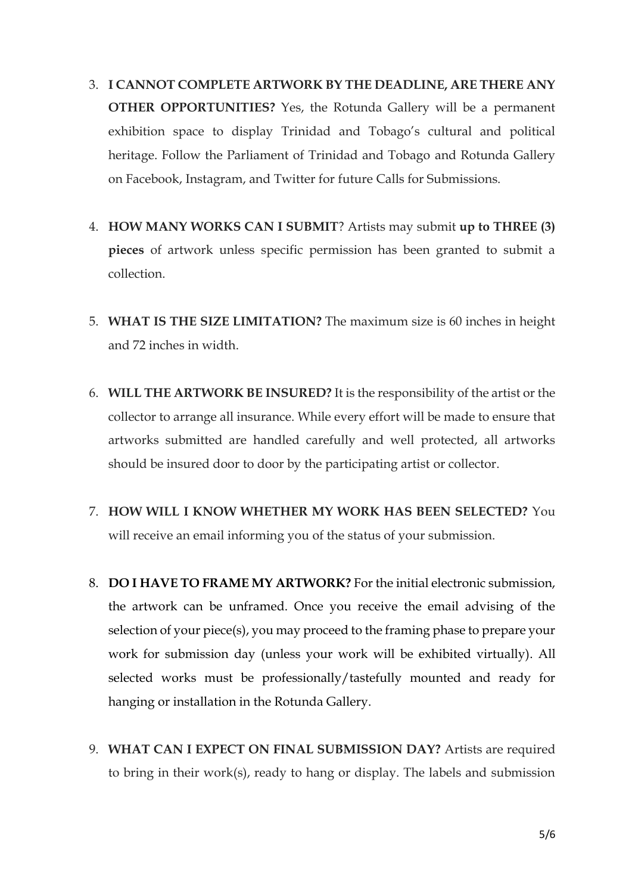3. **I CANNOT COMPLETE ARTWORK BY THE DEADLINE, ARE THERE ANY OTHER OPPORTUNITIES?** Yes, the Rotunda Gallery will be a permanent exhibition space to display Trinidad and Tobago's cultural and political heritage. Follow the Parliament of Trinidad and Tobago and Rotunda Gallery on Facebook, Instagram, and Twitter for future Calls for Submissions.

4. **HOW MANY WORKS CAN I SUBMIT**? Artists may submit **up to THREE (3) pieces** of artwork unless specific permission has been granted to submit a collection.

5. **WHAT IS THE SIZE LIMITATION?** The maximum size is 60 inches in height and 72 inches in width.

6. **WILL THE ARTWORK BE INSURED?** It is the responsibility of the artist or the collector to arrange all insurance. While every effort will be made to ensure that artworks submitted are handled carefully and well protected, all artworks should be insured door to door by the participating artist or collector.

7. **HOW WILL I KNOW WHETHER MY WORK HAS BEEN SELECTED?** You will receive an email informing you of the status of your submission.

8. **DO I HAVE TO FRAME MY ARTWORK?** For the initial electronic submission, the artwork can be unframed. Once you receive the email advising of the selection of your piece(s), you may proceed to the framing phase to prepare your work for submission day (unless your work will be exhibited virtually). All selected works must be professionally/tastefully mounted and ready for hanging or installation in the Rotunda Gallery.

9. **WHAT CAN I EXPECT ON FINAL SUBMISSION DAY?** Artists are required to bring in their work(s), ready to hang or display. The labels and submission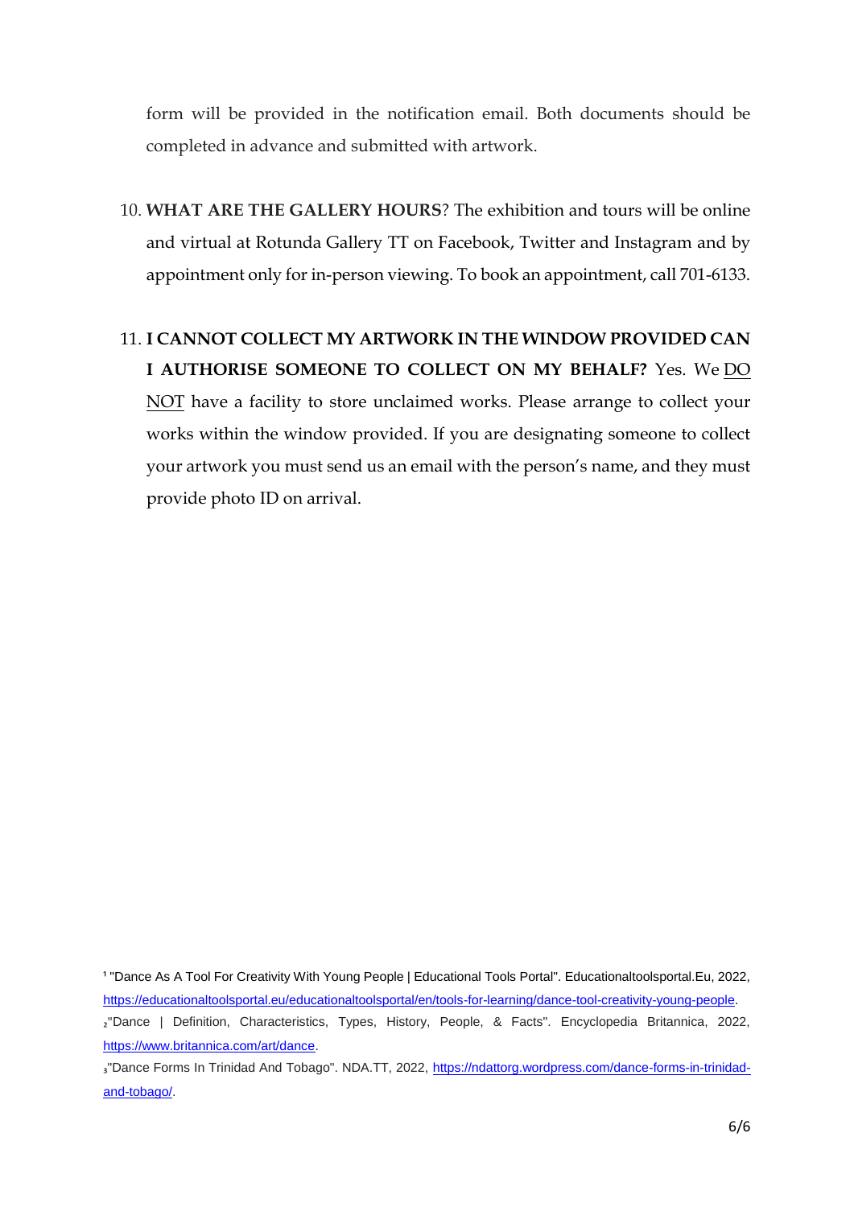form will be provided in the notification email. Both documents should be completed in advance and submitted with artwork.

10. **WHAT ARE THE GALLERY HOURS**? The exhibition and tours will be online and virtual at Rotunda Gallery TT on Facebook, Twitter and Instagram and by appointment only for in-person viewing. To book an appointment, call 701-6133.

11. **I CANNOT COLLECT MY ARTWORK IN THE WINDOW PROVIDED CAN I AUTHORISE SOMEONE TO COLLECT ON MY BEHALF?** Yes. We DO NOT have a facility to store unclaimed works. Please arrange to collect your works within the window provided. If you are designating someone to collect your artwork you must send us an email with the person's name, and they must provide photo ID on arrival.

[1] "Dance As A Tool For Creativity With Young People | Educational Tools Portal". Educationaltoolsportal.Eu, 2022, https://educationaltoolsportal.eu/educationaltoolsportal/en/tools-for-learning/dance-tool-creativity-young-people.

[2] "Dance | Definition, Characteristics, Types, History, People, & Facts". Encyclopedia Britannica, 2022, https://www.britannica.com/art/dance.

[3] "Dance Forms In Trinidad And Tobago". NDA.TT, 2022, https://ndattorg.wordpress.com/dance-forms-in-trinidad-and-tobago/.